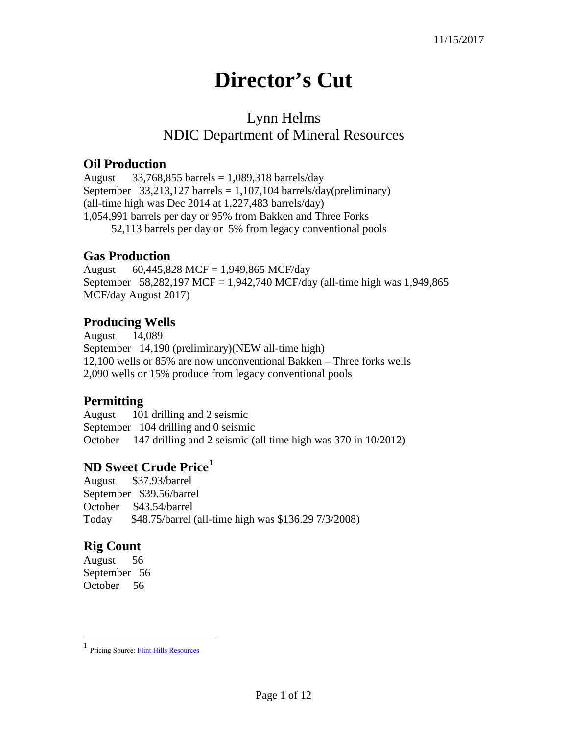11/15/2017

# Director's Cut

## Lynn Helms
## NDIC Department of Mineral Resources

### Oil Production

August 33,768,855 barrels = 1,089,318 barrels/day
September 33,213,127 barrels = 1,107,104 barrels/day(preliminary)
(all-time high was Dec 2014 at 1,227,483 barrels/day)
1,054,991 barrels per day or 95% from Bakken and Three Forks
52,113 barrels per day or 5% from legacy conventional pools

### Gas Production

August 60,445,828 MCF = 1,949,865 MCF/day
September 58,282,197 MCF = 1,942,740 MCF/day (all-time high was 1,949,865 MCF/day August 2017)

### Producing Wells

August 14,089
September 14,190 (preliminary)(NEW all-time high)
12,100 wells or 85% are now unconventional Bakken – Three forks wells
2,090 wells or 15% produce from legacy conventional pools

### Permitting

August 101 drilling and 2 seismic
September 104 drilling and 0 seismic
October 147 drilling and 2 seismic (all time high was 370 in 10/2012)

### ND Sweet Crude Price[1]

August $37.93/barrel
September $39.56/barrel
October $43.54/barrel
Today $48.75/barrel (all-time high was $136.29 7/3/2008)

### Rig Count

August 56
September 56
October 56

---

[1] Pricing Source: Flint Hills Resources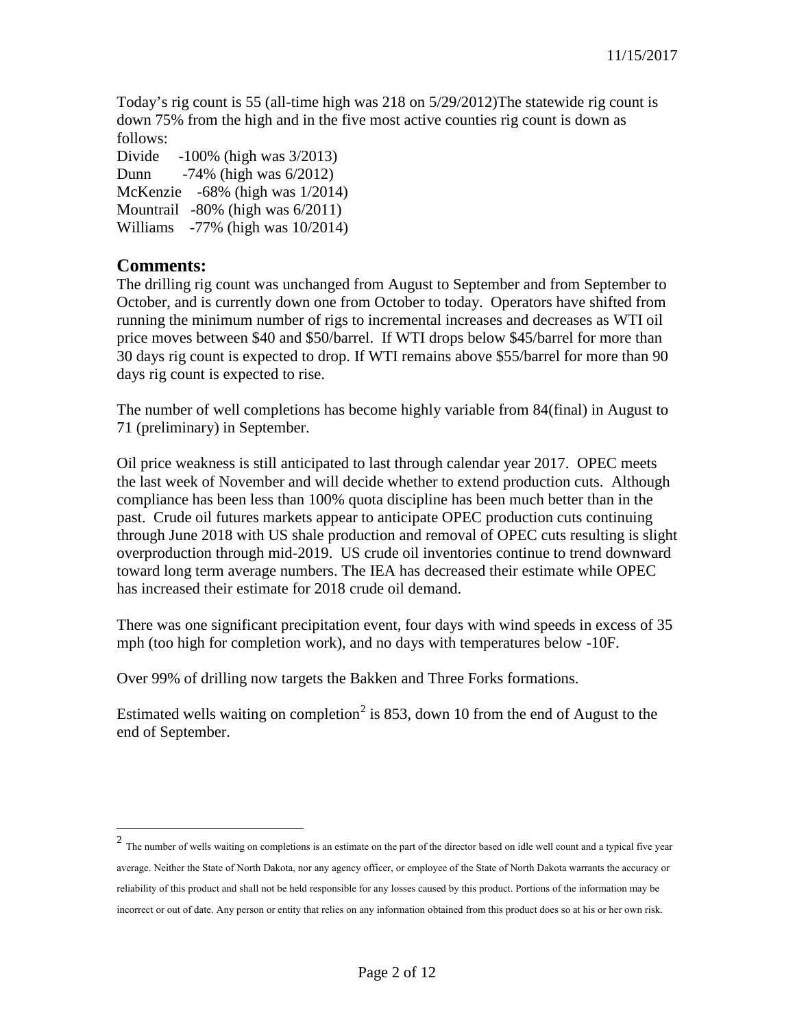Today's rig count is 55 (all-time high was 218 on 5/29/2012)The statewide rig count is down 75% from the high and in the five most active counties rig count is down as follows:

Divide -100% (high was 3/2013)
Dunn -74% (high was 6/2012)
McKenzie -68% (high was 1/2014)
Mountrail -80% (high was 6/2011)
Williams -77% (high was 10/2014)

## Comments:

The drilling rig count was unchanged from August to September and from September to October, and is currently down one from October to today. Operators have shifted from running the minimum number of rigs to incremental increases and decreases as WTI oil price moves between $40 and $50/barrel. If WTI drops below $45/barrel for more than 30 days rig count is expected to drop. If WTI remains above $55/barrel for more than 90 days rig count is expected to rise.

The number of well completions has become highly variable from 84(final) in August to 71 (preliminary) in September.

Oil price weakness is still anticipated to last through calendar year 2017. OPEC meets the last week of November and will decide whether to extend production cuts. Although compliance has been less than 100% quota discipline has been much better than in the past. Crude oil futures markets appear to anticipate OPEC production cuts continuing through June 2018 with US shale production and removal of OPEC cuts resulting is slight overproduction through mid-2019. US crude oil inventories continue to trend downward toward long term average numbers. The IEA has decreased their estimate while OPEC has increased their estimate for 2018 crude oil demand.

There was one significant precipitation event, four days with wind speeds in excess of 35 mph (too high for completion work), and no days with temperatures below -10F.

Over 99% of drilling now targets the Bakken and Three Forks formations.

Estimated wells waiting on completion[2] is 853, down 10 from the end of August to the end of September.

---

[2] The number of wells waiting on completions is an estimate on the part of the director based on idle well count and a typical five year average. Neither the State of North Dakota, nor any agency officer, or employee of the State of North Dakota warrants the accuracy or reliability of this product and shall not be held responsible for any losses caused by this product. Portions of the information may be incorrect or out of date. Any person or entity that relies on any information obtained from this product does so at his or her own risk.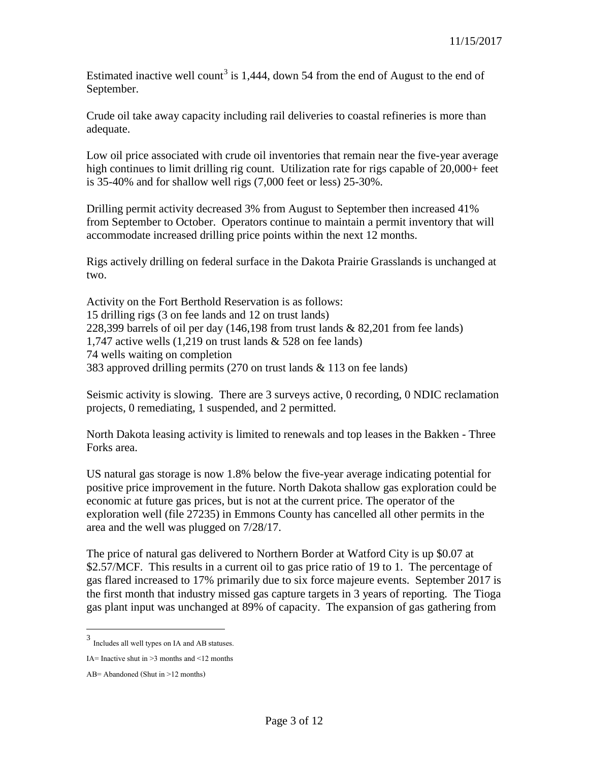Estimated inactive well count[3] is 1,444, down 54 from the end of August to the end of September.

Crude oil take away capacity including rail deliveries to coastal refineries is more than adequate.

Low oil price associated with crude oil inventories that remain near the five-year average high continues to limit drilling rig count. Utilization rate for rigs capable of 20,000+ feet is 35-40% and for shallow well rigs (7,000 feet or less) 25-30%.

Drilling permit activity decreased 3% from August to September then increased 41% from September to October. Operators continue to maintain a permit inventory that will accommodate increased drilling price points within the next 12 months.

Rigs actively drilling on federal surface in the Dakota Prairie Grasslands is unchanged at two.

Activity on the Fort Berthold Reservation is as follows:
15 drilling rigs (3 on fee lands and 12 on trust lands)
228,399 barrels of oil per day (146,198 from trust lands & 82,201 from fee lands)
1,747 active wells (1,219 on trust lands & 528 on fee lands)
74 wells waiting on completion
383 approved drilling permits (270 on trust lands & 113 on fee lands)

Seismic activity is slowing. There are 3 surveys active, 0 recording, 0 NDIC reclamation projects, 0 remediating, 1 suspended, and 2 permitted.

North Dakota leasing activity is limited to renewals and top leases in the Bakken - Three Forks area.

US natural gas storage is now 1.8% below the five-year average indicating potential for positive price improvement in the future. North Dakota shallow gas exploration could be economic at future gas prices, but is not at the current price. The operator of the exploration well (file 27235) in Emmons County has cancelled all other permits in the area and the well was plugged on 7/28/17.

The price of natural gas delivered to Northern Border at Watford City is up $0.07 at $2.57/MCF. This results in a current oil to gas price ratio of 19 to 1. The percentage of gas flared increased to 17% primarily due to six force majeure events. September 2017 is the first month that industry missed gas capture targets in 3 years of reporting. The Tioga gas plant input was unchanged at 89% of capacity. The expansion of gas gathering from

---

[3] Includes all well types on IA and AB statuses.

IA= Inactive shut in >3 months and <12 months

AB= Abandoned (Shut in >12 months)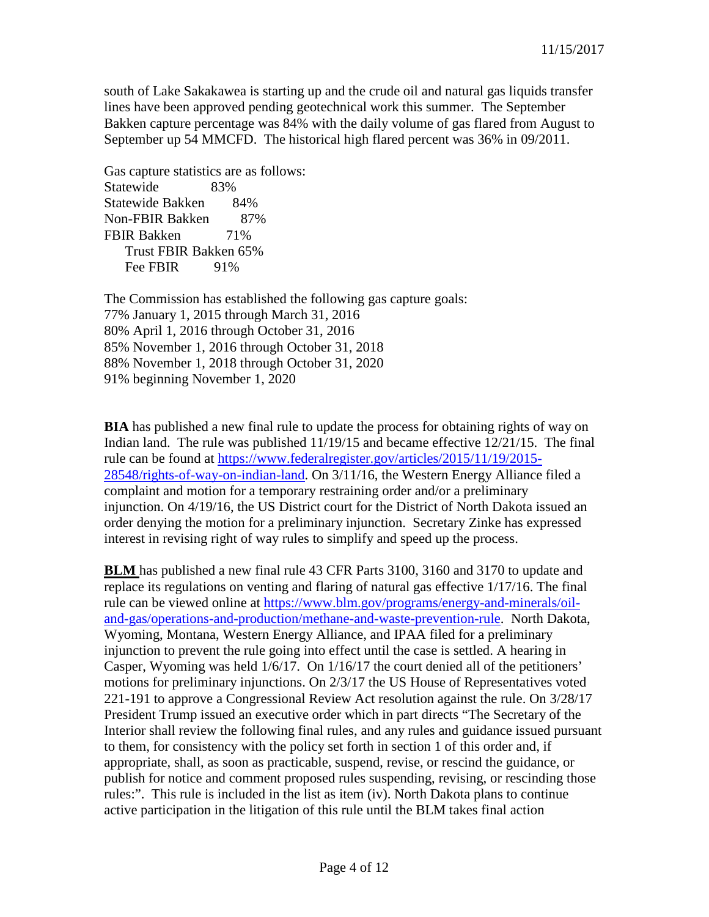south of Lake Sakakawea is starting up and the crude oil and natural gas liquids transfer lines have been approved pending geotechnical work this summer. The September Bakken capture percentage was 84% with the daily volume of gas flared from August to September up 54 MMCFD. The historical high flared percent was 36% in 09/2011.

Gas capture statistics are as follows:

| | |
|---|---|
| Statewide | 83% |
| Statewide Bakken | 84% |
| Non-FBIR Bakken | 87% |
| FBIR Bakken | 71% |
| Trust FBIR Bakken | 65% |
| Fee FBIR | 91% |

The Commission has established the following gas capture goals:
77% January 1, 2015 through March 31, 2016
80% April 1, 2016 through October 31, 2016
85% November 1, 2016 through October 31, 2018
88% November 1, 2018 through October 31, 2020
91% beginning November 1, 2020

**BIA** has published a new final rule to update the process for obtaining rights of way on Indian land. The rule was published 11/19/15 and became effective 12/21/15. The final rule can be found at https://www.federalregister.gov/articles/2015/11/19/2015-28548/rights-of-way-on-indian-land. On 3/11/16, the Western Energy Alliance filed a complaint and motion for a temporary restraining order and/or a preliminary injunction. On 4/19/16, the US District court for the District of North Dakota issued an order denying the motion for a preliminary injunction. Secretary Zinke has expressed interest in revising right of way rules to simplify and speed up the process.

**BLM** has published a new final rule 43 CFR Parts 3100, 3160 and 3170 to update and replace its regulations on venting and flaring of natural gas effective 1/17/16. The final rule can be viewed online at https://www.blm.gov/programs/energy-and-minerals/oil-and-gas/operations-and-production/methane-and-waste-prevention-rule. North Dakota, Wyoming, Montana, Western Energy Alliance, and IPAA filed for a preliminary injunction to prevent the rule going into effect until the case is settled. A hearing in Casper, Wyoming was held 1/6/17. On 1/16/17 the court denied all of the petitioners' motions for preliminary injunctions. On 2/3/17 the US House of Representatives voted 221-191 to approve a Congressional Review Act resolution against the rule. On 3/28/17 President Trump issued an executive order which in part directs "The Secretary of the Interior shall review the following final rules, and any rules and guidance issued pursuant to them, for consistency with the policy set forth in section 1 of this order and, if appropriate, shall, as soon as practicable, suspend, revise, or rescind the guidance, or publish for notice and comment proposed rules suspending, revising, or rescinding those rules:". This rule is included in the list as item (iv). North Dakota plans to continue active participation in the litigation of this rule until the BLM takes final action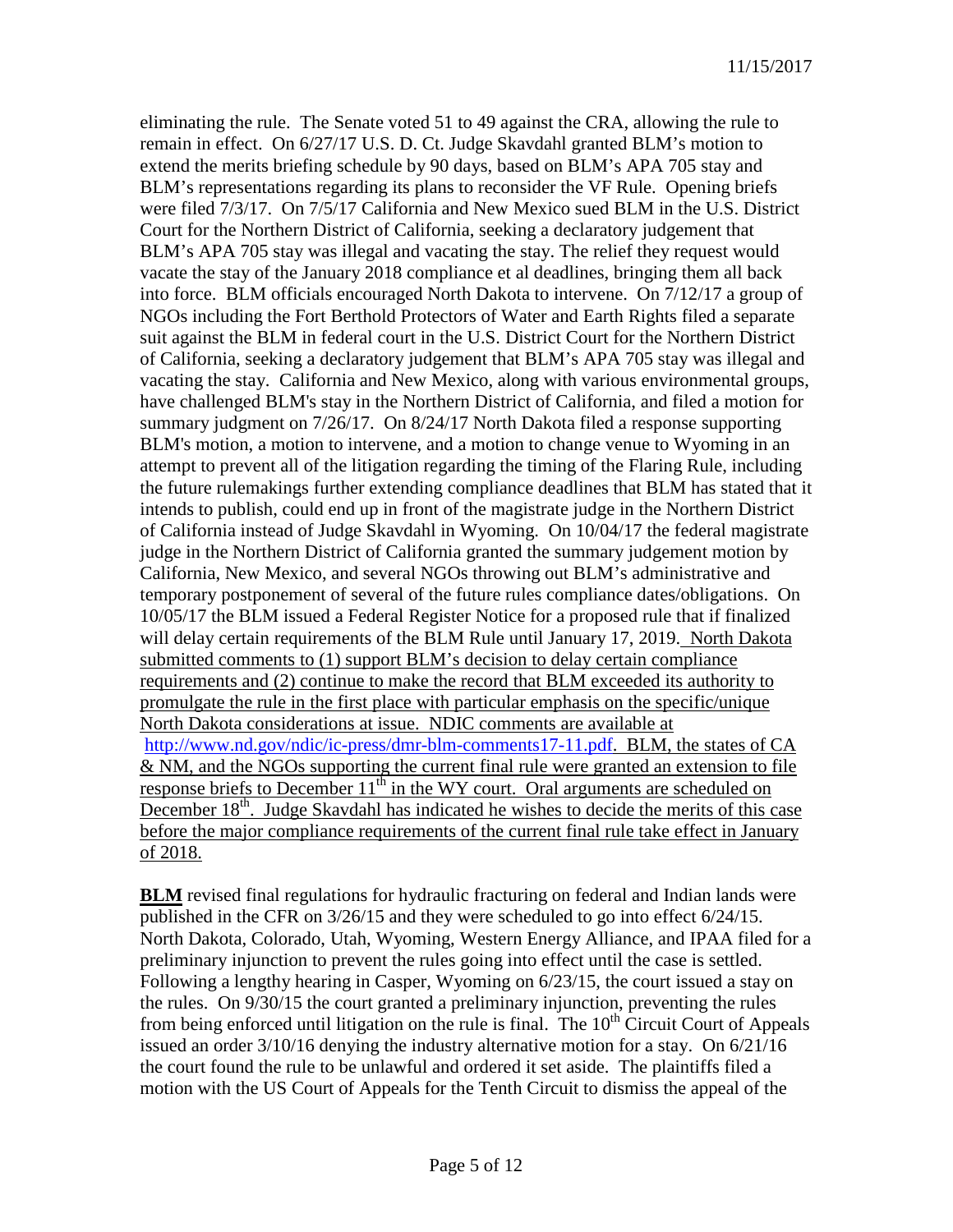eliminating the rule. The Senate voted 51 to 49 against the CRA, allowing the rule to remain in effect. On 6/27/17 U.S. D. Ct. Judge Skavdahl granted BLM's motion to extend the merits briefing schedule by 90 days, based on BLM's APA 705 stay and BLM's representations regarding its plans to reconsider the VF Rule. Opening briefs were filed 7/3/17. On 7/5/17 California and New Mexico sued BLM in the U.S. District Court for the Northern District of California, seeking a declaratory judgement that BLM's APA 705 stay was illegal and vacating the stay. The relief they request would vacate the stay of the January 2018 compliance et al deadlines, bringing them all back into force. BLM officials encouraged North Dakota to intervene. On 7/12/17 a group of NGOs including the Fort Berthold Protectors of Water and Earth Rights filed a separate suit against the BLM in federal court in the U.S. District Court for the Northern District of California, seeking a declaratory judgement that BLM's APA 705 stay was illegal and vacating the stay. California and New Mexico, along with various environmental groups, have challenged BLM's stay in the Northern District of California, and filed a motion for summary judgment on 7/26/17. On 8/24/17 North Dakota filed a response supporting BLM's motion, a motion to intervene, and a motion to change venue to Wyoming in an attempt to prevent all of the litigation regarding the timing of the Flaring Rule, including the future rulemakings further extending compliance deadlines that BLM has stated that it intends to publish, could end up in front of the magistrate judge in the Northern District of California instead of Judge Skavdahl in Wyoming. On 10/04/17 the federal magistrate judge in the Northern District of California granted the summary judgement motion by California, New Mexico, and several NGOs throwing out BLM's administrative and temporary postponement of several of the future rules compliance dates/obligations. On 10/05/17 the BLM issued a Federal Register Notice for a proposed rule that if finalized will delay certain requirements of the BLM Rule until January 17, 2019. <u>North Dakota submitted comments to (1) support BLM's decision to delay certain compliance requirements and (2) continue to make the record that BLM exceeded its authority to promulgate the rule in the first place with particular emphasis on the specific/unique North Dakota considerations at issue. NDIC comments are available at [http://www.nd.gov/ndic/ic-press/dmr-blm-comments17-11.pdf](http://www.nd.gov/ndic/ic-press/dmr-blm-comments17-11.pdf). BLM, the states of CA & NM, and the NGOs supporting the current final rule were granted an extension to file response briefs to December 11th in the WY court. Oral arguments are scheduled on December 18th. Judge Skavdahl has indicated he wishes to decide the merits of this case before the major compliance requirements of the current final rule take effect in January of 2018.</u>

**BLM** revised final regulations for hydraulic fracturing on federal and Indian lands were published in the CFR on 3/26/15 and they were scheduled to go into effect 6/24/15. North Dakota, Colorado, Utah, Wyoming, Western Energy Alliance, and IPAA filed for a preliminary injunction to prevent the rules going into effect until the case is settled. Following a lengthy hearing in Casper, Wyoming on 6/23/15, the court issued a stay on the rules. On 9/30/15 the court granted a preliminary injunction, preventing the rules from being enforced until litigation on the rule is final. The 10th Circuit Court of Appeals issued an order 3/10/16 denying the industry alternative motion for a stay. On 6/21/16 the court found the rule to be unlawful and ordered it set aside. The plaintiffs filed a motion with the US Court of Appeals for the Tenth Circuit to dismiss the appeal of the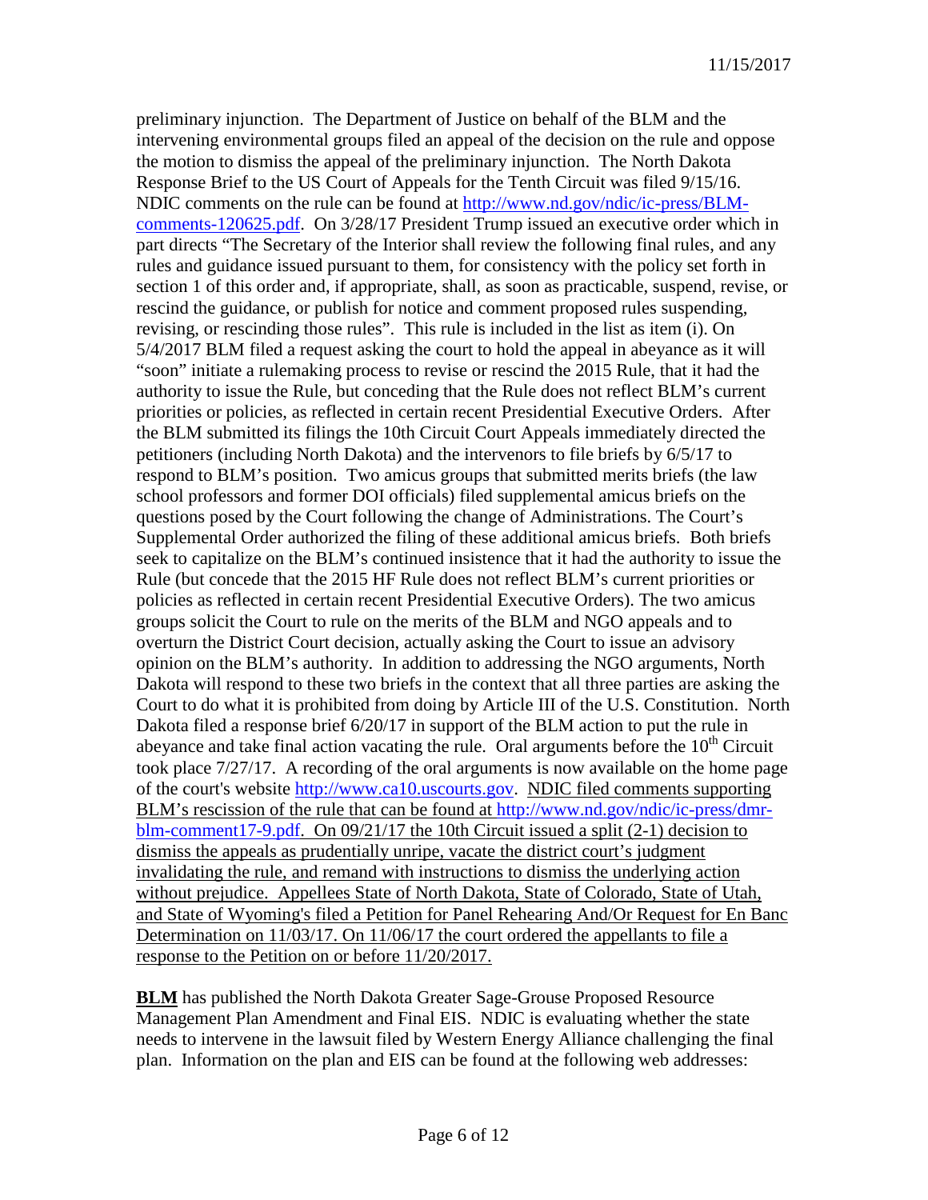preliminary injunction. The Department of Justice on behalf of the BLM and the intervening environmental groups filed an appeal of the decision on the rule and oppose the motion to dismiss the appeal of the preliminary injunction. The North Dakota Response Brief to the US Court of Appeals for the Tenth Circuit was filed 9/15/16. NDIC comments on the rule can be found at http://www.nd.gov/ndic/ic-press/BLM-comments-120625.pdf. On 3/28/17 President Trump issued an executive order which in part directs "The Secretary of the Interior shall review the following final rules, and any rules and guidance issued pursuant to them, for consistency with the policy set forth in section 1 of this order and, if appropriate, shall, as soon as practicable, suspend, revise, or rescind the guidance, or publish for notice and comment proposed rules suspending, revising, or rescinding those rules". This rule is included in the list as item (i). On 5/4/2017 BLM filed a request asking the court to hold the appeal in abeyance as it will "soon" initiate a rulemaking process to revise or rescind the 2015 Rule, that it had the authority to issue the Rule, but conceding that the Rule does not reflect BLM's current priorities or policies, as reflected in certain recent Presidential Executive Orders. After the BLM submitted its filings the 10th Circuit Court Appeals immediately directed the petitioners (including North Dakota) and the intervenors to file briefs by 6/5/17 to respond to BLM's position. Two amicus groups that submitted merits briefs (the law school professors and former DOI officials) filed supplemental amicus briefs on the questions posed by the Court following the change of Administrations. The Court's Supplemental Order authorized the filing of these additional amicus briefs. Both briefs seek to capitalize on the BLM's continued insistence that it had the authority to issue the Rule (but concede that the 2015 HF Rule does not reflect BLM's current priorities or policies as reflected in certain recent Presidential Executive Orders). The two amicus groups solicit the Court to rule on the merits of the BLM and NGO appeals and to overturn the District Court decision, actually asking the Court to issue an advisory opinion on the BLM's authority. In addition to addressing the NGO arguments, North Dakota will respond to these two briefs in the context that all three parties are asking the Court to do what it is prohibited from doing by Article III of the U.S. Constitution. North Dakota filed a response brief 6/20/17 in support of the BLM action to put the rule in abeyance and take final action vacating the rule. Oral arguments before the 10th Circuit took place 7/27/17. A recording of the oral arguments is now available on the home page of the court's website http://www.ca10.uscourts.gov. NDIC filed comments supporting BLM's rescission of the rule that can be found at http://www.nd.gov/ndic/ic-press/dmr-blm-comment17-9.pdf. On 09/21/17 the 10th Circuit issued a split (2-1) decision to dismiss the appeals as prudentially unripe, vacate the district court's judgment invalidating the rule, and remand with instructions to dismiss the underlying action without prejudice. Appellees State of North Dakota, State of Colorado, State of Utah, and State of Wyoming's filed a Petition for Panel Rehearing And/Or Request for En Banc Determination on 11/03/17. On 11/06/17 the court ordered the appellants to file a response to the Petition on or before 11/20/2017.

**BLM** has published the North Dakota Greater Sage-Grouse Proposed Resource Management Plan Amendment and Final EIS. NDIC is evaluating whether the state needs to intervene in the lawsuit filed by Western Energy Alliance challenging the final plan. Information on the plan and EIS can be found at the following web addresses: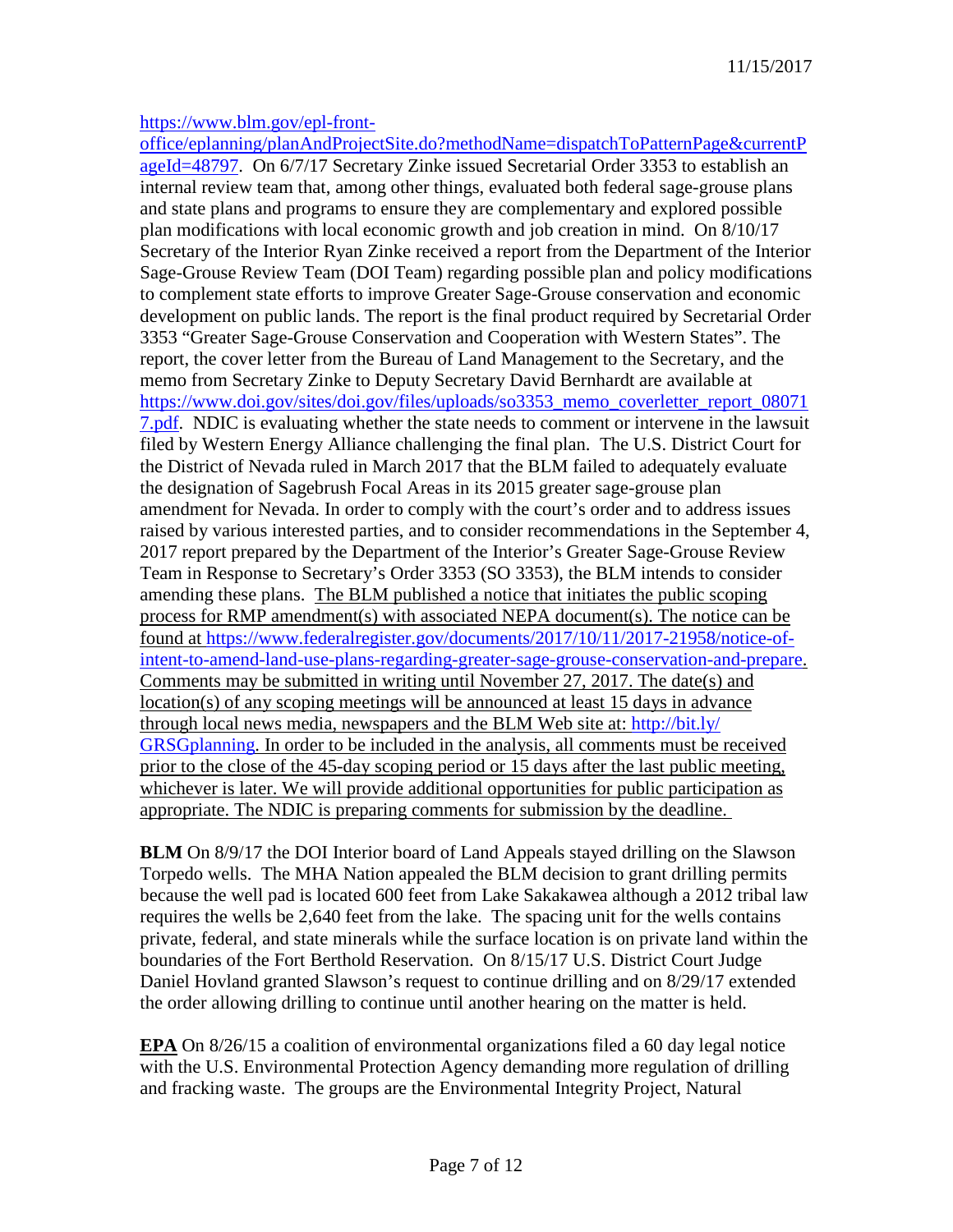https://www.blm.gov/epl-front-office/eplanning/planAndProjectSite.do?methodName=dispatchToPatternPage&currentPageId=48797. On 6/7/17 Secretary Zinke issued Secretarial Order 3353 to establish an internal review team that, among other things, evaluated both federal sage-grouse plans and state plans and programs to ensure they are complementary and explored possible plan modifications with local economic growth and job creation in mind. On 8/10/17 Secretary of the Interior Ryan Zinke received a report from the Department of the Interior Sage-Grouse Review Team (DOI Team) regarding possible plan and policy modifications to complement state efforts to improve Greater Sage-Grouse conservation and economic development on public lands. The report is the final product required by Secretarial Order 3353 "Greater Sage-Grouse Conservation and Cooperation with Western States". The report, the cover letter from the Bureau of Land Management to the Secretary, and the memo from Secretary Zinke to Deputy Secretary David Bernhardt are available at https://www.doi.gov/sites/doi.gov/files/uploads/so3353_memo_coverletter_report_080717.pdf. NDIC is evaluating whether the state needs to comment or intervene in the lawsuit filed by Western Energy Alliance challenging the final plan. The U.S. District Court for the District of Nevada ruled in March 2017 that the BLM failed to adequately evaluate the designation of Sagebrush Focal Areas in its 2015 greater sage-grouse plan amendment for Nevada. In order to comply with the court's order and to address issues raised by various interested parties, and to consider recommendations in the September 4, 2017 report prepared by the Department of the Interior's Greater Sage-Grouse Review Team in Response to Secretary's Order 3353 (SO 3353), the BLM intends to consider amending these plans. <u>The BLM published a notice that initiates the public scoping process for RMP amendment(s) with associated NEPA document(s). The notice can be found at https://www.federalregister.gov/documents/2017/10/11/2017-21958/notice-of-intent-to-amend-land-use-plans-regarding-greater-sage-grouse-conservation-and-prepare. Comments may be submitted in writing until November 27, 2017. The date(s) and location(s) of any scoping meetings will be announced at least 15 days in advance through local news media, newspapers and the BLM Web site at: http://bit.ly/GRSGplanning. In order to be included in the analysis, all comments must be received prior to the close of the 45-day scoping period or 15 days after the last public meeting, whichever is later. We will provide additional opportunities for public participation as appropriate. The NDIC is preparing comments for submission by the deadline.</u>

**BLM** On 8/9/17 the DOI Interior board of Land Appeals stayed drilling on the Slawson Torpedo wells. The MHA Nation appealed the BLM decision to grant drilling permits because the well pad is located 600 feet from Lake Sakakawea although a 2012 tribal law requires the wells be 2,640 feet from the lake. The spacing unit for the wells contains private, federal, and state minerals while the surface location is on private land within the boundaries of the Fort Berthold Reservation. On 8/15/17 U.S. District Court Judge Daniel Hovland granted Slawson's request to continue drilling and on 8/29/17 extended the order allowing drilling to continue until another hearing on the matter is held.

**<u>EPA</u>** On 8/26/15 a coalition of environmental organizations filed a 60 day legal notice with the U.S. Environmental Protection Agency demanding more regulation of drilling and fracking waste. The groups are the Environmental Integrity Project, Natural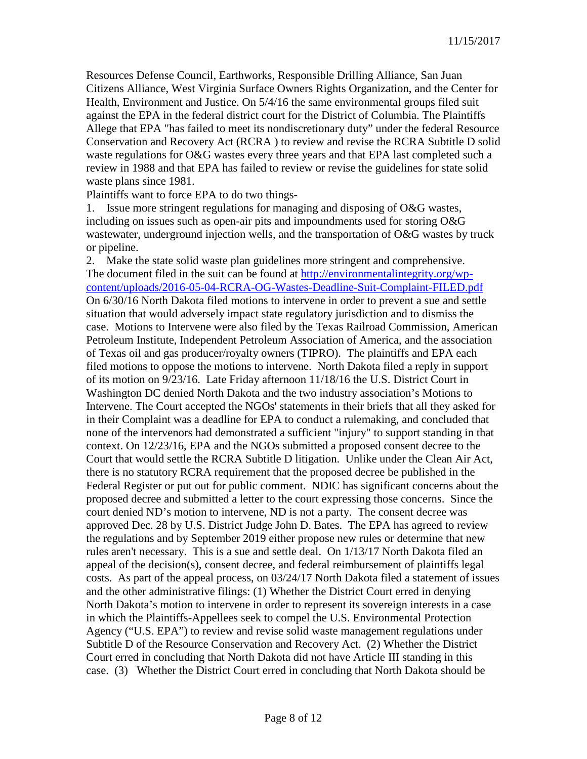Resources Defense Council, Earthworks, Responsible Drilling Alliance, San Juan Citizens Alliance, West Virginia Surface Owners Rights Organization, and the Center for Health, Environment and Justice. On 5/4/16 the same environmental groups filed suit against the EPA in the federal district court for the District of Columbia. The Plaintiffs Allege that EPA "has failed to meet its nondiscretionary duty" under the federal Resource Conservation and Recovery Act (RCRA ) to review and revise the RCRA Subtitle D solid waste regulations for O&G wastes every three years and that EPA last completed such a review in 1988 and that EPA has failed to review or revise the guidelines for state solid waste plans since 1981.

Plaintiffs want to force EPA to do two things-

1. Issue more stringent regulations for managing and disposing of O&G wastes, including on issues such as open-air pits and impoundments used for storing O&G wastewater, underground injection wells, and the transportation of O&G wastes by truck or pipeline.
2. Make the state solid waste plan guidelines more stringent and comprehensive.

The document filed in the suit can be found at [http://environmentalintegrity.org/wp-content/uploads/2016-05-04-RCRA-OG-Wastes-Deadline-Suit-Complaint-FILED.pdf](http://environmentalintegrity.org/wp-content/uploads/2016-05-04-RCRA-OG-Wastes-Deadline-Suit-Complaint-FILED.pdf)

On 6/30/16 North Dakota filed motions to intervene in order to prevent a sue and settle situation that would adversely impact state regulatory jurisdiction and to dismiss the case. Motions to Intervene were also filed by the Texas Railroad Commission, American Petroleum Institute, Independent Petroleum Association of America, and the association of Texas oil and gas producer/royalty owners (TIPRO). The plaintiffs and EPA each filed motions to oppose the motions to intervene. North Dakota filed a reply in support of its motion on 9/23/16. Late Friday afternoon 11/18/16 the U.S. District Court in Washington DC denied North Dakota and the two industry association's Motions to Intervene. The Court accepted the NGOs' statements in their briefs that all they asked for in their Complaint was a deadline for EPA to conduct a rulemaking, and concluded that none of the intervenors had demonstrated a sufficient "injury" to support standing in that context. On 12/23/16, EPA and the NGOs submitted a proposed consent decree to the Court that would settle the RCRA Subtitle D litigation. Unlike under the Clean Air Act, there is no statutory RCRA requirement that the proposed decree be published in the Federal Register or put out for public comment. NDIC has significant concerns about the proposed decree and submitted a letter to the court expressing those concerns. Since the court denied ND's motion to intervene, ND is not a party. The consent decree was approved Dec. 28 by U.S. District Judge John D. Bates. The EPA has agreed to review the regulations and by September 2019 either propose new rules or determine that new rules aren't necessary. This is a sue and settle deal. On 1/13/17 North Dakota filed an appeal of the decision(s), consent decree, and federal reimbursement of plaintiffs legal costs. As part of the appeal process, on 03/24/17 North Dakota filed a statement of issues and the other administrative filings: (1) Whether the District Court erred in denying North Dakota's motion to intervene in order to represent its sovereign interests in a case in which the Plaintiffs-Appellees seek to compel the U.S. Environmental Protection Agency ("U.S. EPA") to review and revise solid waste management regulations under Subtitle D of the Resource Conservation and Recovery Act. (2) Whether the District Court erred in concluding that North Dakota did not have Article III standing in this case. (3) Whether the District Court erred in concluding that North Dakota should be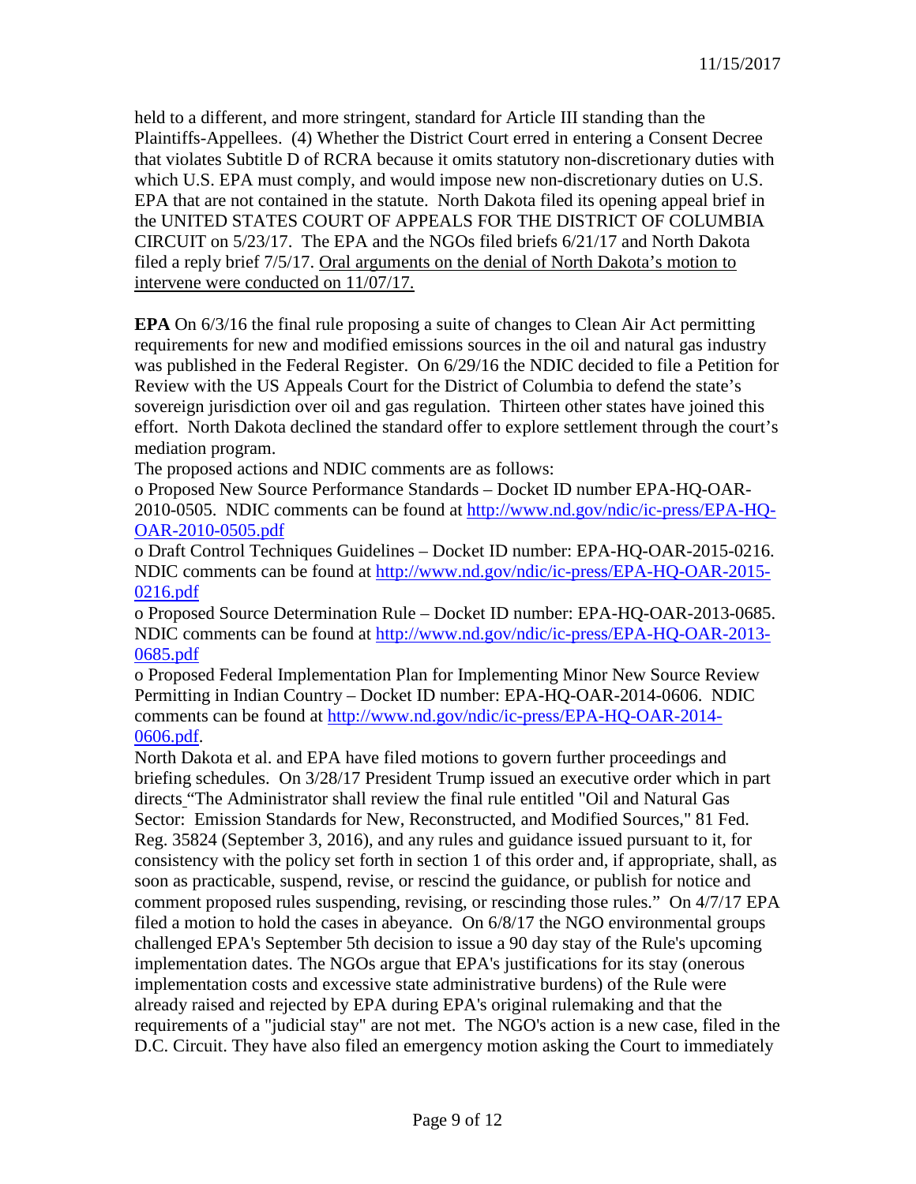held to a different, and more stringent, standard for Article III standing than the Plaintiffs-Appellees. (4) Whether the District Court erred in entering a Consent Decree that violates Subtitle D of RCRA because it omits statutory non-discretionary duties with which U.S. EPA must comply, and would impose new non-discretionary duties on U.S. EPA that are not contained in the statute. North Dakota filed its opening appeal brief in the UNITED STATES COURT OF APPEALS FOR THE DISTRICT OF COLUMBIA CIRCUIT on 5/23/17. The EPA and the NGOs filed briefs 6/21/17 and North Dakota filed a reply brief 7/5/17. <u>Oral arguments on the denial of North Dakota's motion to intervene were conducted on 11/07/17.</u>

**EPA** On 6/3/16 the final rule proposing a suite of changes to Clean Air Act permitting requirements for new and modified emissions sources in the oil and natural gas industry was published in the Federal Register. On 6/29/16 the NDIC decided to file a Petition for Review with the US Appeals Court for the District of Columbia to defend the state's sovereign jurisdiction over oil and gas regulation. Thirteen other states have joined this effort. North Dakota declined the standard offer to explore settlement through the court's mediation program.

The proposed actions and NDIC comments are as follows:

- Proposed New Source Performance Standards – Docket ID number EPA-HQ-OAR-2010-0505. NDIC comments can be found at [http://www.nd.gov/ndic/ic-press/EPA-HQ-OAR-2010-0505.pdf](http://www.nd.gov/ndic/ic-press/EPA-HQ-OAR-2010-0505.pdf)
- Draft Control Techniques Guidelines – Docket ID number: EPA-HQ-OAR-2015-0216. NDIC comments can be found at [http://www.nd.gov/ndic/ic-press/EPA-HQ-OAR-2015-0216.pdf](http://www.nd.gov/ndic/ic-press/EPA-HQ-OAR-2015-0216.pdf)
- Proposed Source Determination Rule – Docket ID number: EPA-HQ-OAR-2013-0685. NDIC comments can be found at [http://www.nd.gov/ndic/ic-press/EPA-HQ-OAR-2013-0685.pdf](http://www.nd.gov/ndic/ic-press/EPA-HQ-OAR-2013-0685.pdf)
- Proposed Federal Implementation Plan for Implementing Minor New Source Review Permitting in Indian Country – Docket ID number: EPA-HQ-OAR-2014-0606. NDIC comments can be found at [http://www.nd.gov/ndic/ic-press/EPA-HQ-OAR-2014-0606.pdf](http://www.nd.gov/ndic/ic-press/EPA-HQ-OAR-2014-0606.pdf).

North Dakota et al. and EPA have filed motions to govern further proceedings and briefing schedules. On 3/28/17 President Trump issued an executive order which in part directs "The Administrator shall review the final rule entitled "Oil and Natural Gas Sector: Emission Standards for New, Reconstructed, and Modified Sources," 81 Fed. Reg. 35824 (September 3, 2016), and any rules and guidance issued pursuant to it, for consistency with the policy set forth in section 1 of this order and, if appropriate, shall, as soon as practicable, suspend, revise, or rescind the guidance, or publish for notice and comment proposed rules suspending, revising, or rescinding those rules." On 4/7/17 EPA filed a motion to hold the cases in abeyance. On 6/8/17 the NGO environmental groups challenged EPA's September 5th decision to issue a 90 day stay of the Rule's upcoming implementation dates. The NGOs argue that EPA's justifications for its stay (onerous implementation costs and excessive state administrative burdens) of the Rule were already raised and rejected by EPA during EPA's original rulemaking and that the requirements of a "judicial stay" are not met. The NGO's action is a new case, filed in the D.C. Circuit. They have also filed an emergency motion asking the Court to immediately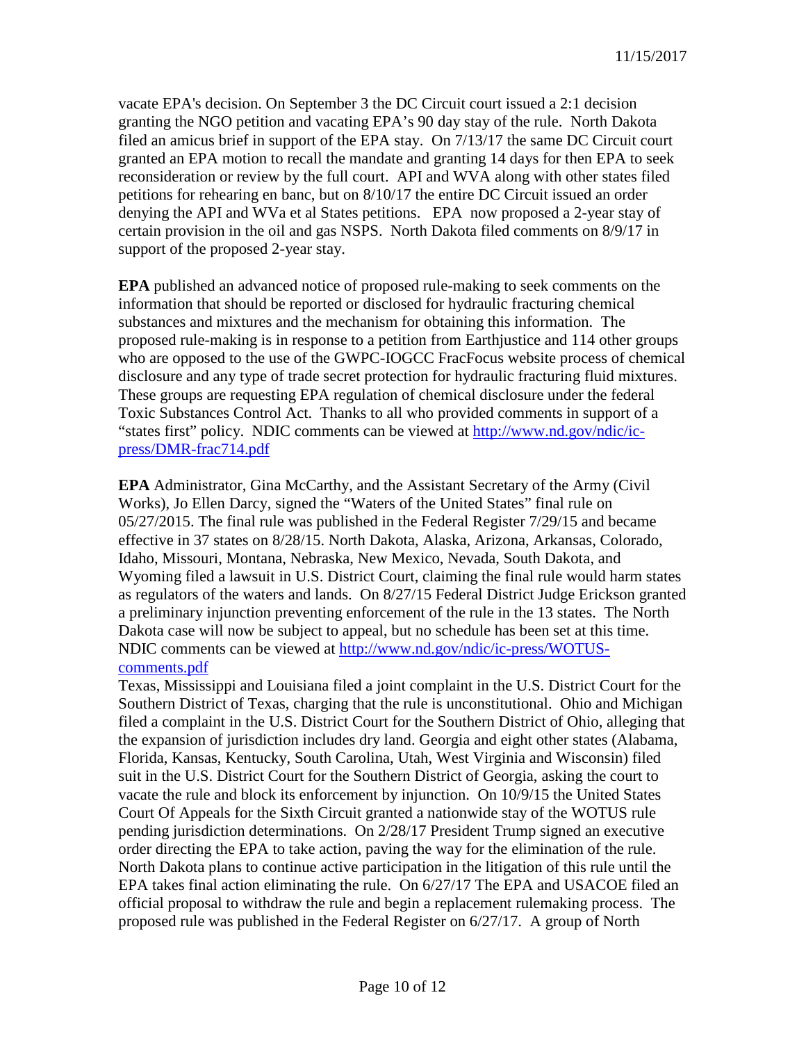vacate EPA's decision. On September 3 the DC Circuit court issued a 2:1 decision granting the NGO petition and vacating EPA's 90 day stay of the rule. North Dakota filed an amicus brief in support of the EPA stay. On 7/13/17 the same DC Circuit court granted an EPA motion to recall the mandate and granting 14 days for then EPA to seek reconsideration or review by the full court. API and WVA along with other states filed petitions for rehearing en banc, but on 8/10/17 the entire DC Circuit issued an order denying the API and WVa et al States petitions. EPA now proposed a 2-year stay of certain provision in the oil and gas NSPS. North Dakota filed comments on 8/9/17 in support of the proposed 2-year stay.

**EPA** published an advanced notice of proposed rule-making to seek comments on the information that should be reported or disclosed for hydraulic fracturing chemical substances and mixtures and the mechanism for obtaining this information. The proposed rule-making is in response to a petition from Earthjustice and 114 other groups who are opposed to the use of the GWPC-IOGCC FracFocus website process of chemical disclosure and any type of trade secret protection for hydraulic fracturing fluid mixtures. These groups are requesting EPA regulation of chemical disclosure under the federal Toxic Substances Control Act. Thanks to all who provided comments in support of a "states first" policy. NDIC comments can be viewed at [http://www.nd.gov/ndic/ic-press/DMR-frac714.pdf](http://www.nd.gov/ndic/ic-press/DMR-frac714.pdf)

**EPA** Administrator, Gina McCarthy, and the Assistant Secretary of the Army (Civil Works), Jo Ellen Darcy, signed the "Waters of the United States" final rule on 05/27/2015. The final rule was published in the Federal Register 7/29/15 and became effective in 37 states on 8/28/15. North Dakota, Alaska, Arizona, Arkansas, Colorado, Idaho, Missouri, Montana, Nebraska, New Mexico, Nevada, South Dakota, and Wyoming filed a lawsuit in U.S. District Court, claiming the final rule would harm states as regulators of the waters and lands. On 8/27/15 Federal District Judge Erickson granted a preliminary injunction preventing enforcement of the rule in the 13 states. The North Dakota case will now be subject to appeal, but no schedule has been set at this time. NDIC comments can be viewed at [http://www.nd.gov/ndic/ic-press/WOTUS-comments.pdf](http://www.nd.gov/ndic/ic-press/WOTUS-comments.pdf)

Texas, Mississippi and Louisiana filed a joint complaint in the U.S. District Court for the Southern District of Texas, charging that the rule is unconstitutional. Ohio and Michigan filed a complaint in the U.S. District Court for the Southern District of Ohio, alleging that the expansion of jurisdiction includes dry land. Georgia and eight other states (Alabama, Florida, Kansas, Kentucky, South Carolina, Utah, West Virginia and Wisconsin) filed suit in the U.S. District Court for the Southern District of Georgia, asking the court to vacate the rule and block its enforcement by injunction. On 10/9/15 the United States Court Of Appeals for the Sixth Circuit granted a nationwide stay of the WOTUS rule pending jurisdiction determinations. On 2/28/17 President Trump signed an executive order directing the EPA to take action, paving the way for the elimination of the rule. North Dakota plans to continue active participation in the litigation of this rule until the EPA takes final action eliminating the rule. On 6/27/17 The EPA and USACOE filed an official proposal to withdraw the rule and begin a replacement rulemaking process. The proposed rule was published in the Federal Register on 6/27/17. A group of North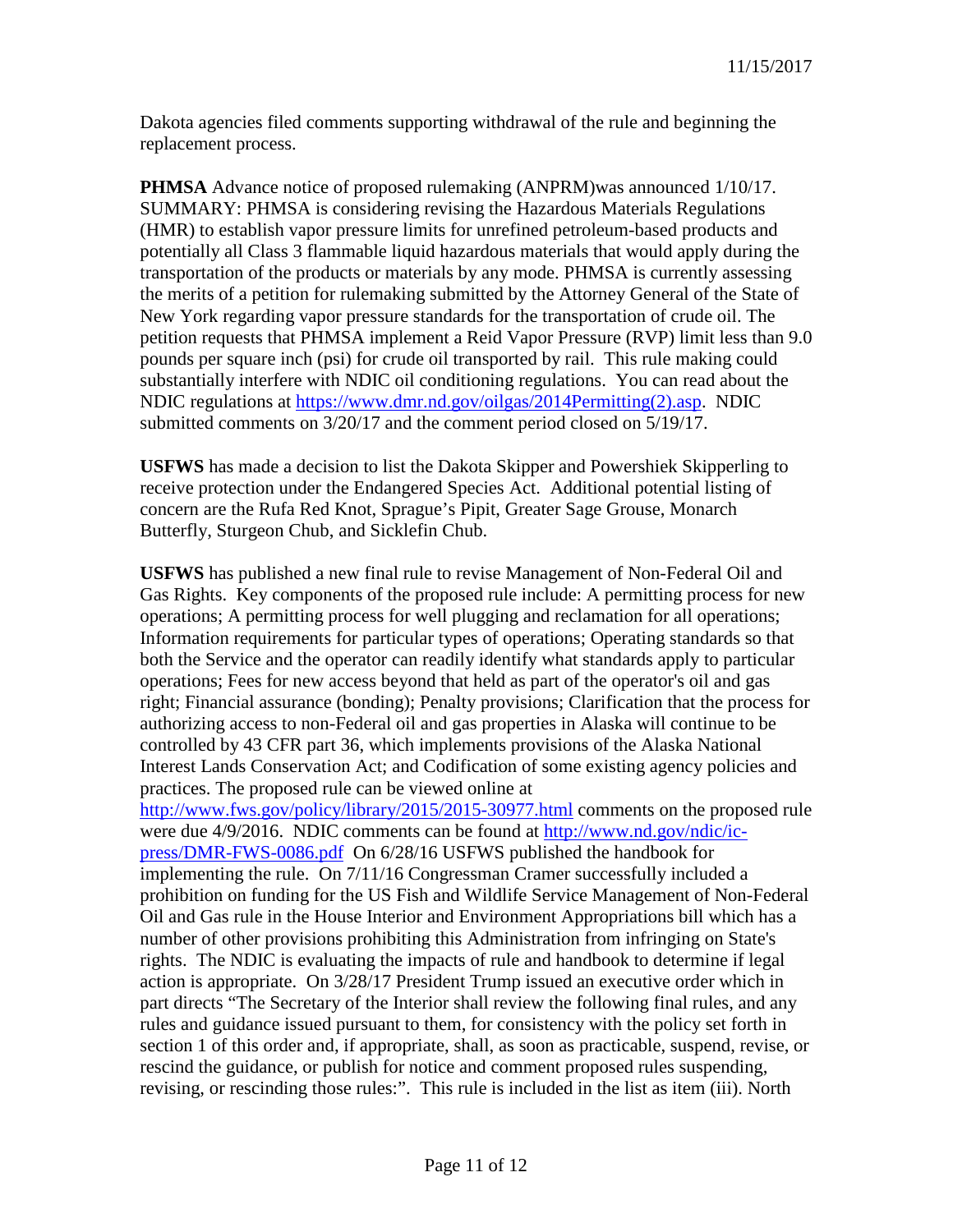Dakota agencies filed comments supporting withdrawal of the rule and beginning the replacement process.

**PHMSA** Advance notice of proposed rulemaking (ANPRM)was announced 1/10/17. SUMMARY: PHMSA is considering revising the Hazardous Materials Regulations (HMR) to establish vapor pressure limits for unrefined petroleum-based products and potentially all Class 3 flammable liquid hazardous materials that would apply during the transportation of the products or materials by any mode. PHMSA is currently assessing the merits of a petition for rulemaking submitted by the Attorney General of the State of New York regarding vapor pressure standards for the transportation of crude oil. The petition requests that PHMSA implement a Reid Vapor Pressure (RVP) limit less than 9.0 pounds per square inch (psi) for crude oil transported by rail. This rule making could substantially interfere with NDIC oil conditioning regulations. You can read about the NDIC regulations at https://www.dmr.nd.gov/oilgas/2014Permitting(2).asp. NDIC submitted comments on 3/20/17 and the comment period closed on 5/19/17.

**USFWS** has made a decision to list the Dakota Skipper and Powershiek Skipperling to receive protection under the Endangered Species Act. Additional potential listing of concern are the Rufa Red Knot, Sprague's Pipit, Greater Sage Grouse, Monarch Butterfly, Sturgeon Chub, and Sicklefin Chub.

**USFWS** has published a new final rule to revise Management of Non-Federal Oil and Gas Rights. Key components of the proposed rule include: A permitting process for new operations; A permitting process for well plugging and reclamation for all operations; Information requirements for particular types of operations; Operating standards so that both the Service and the operator can readily identify what standards apply to particular operations; Fees for new access beyond that held as part of the operator's oil and gas right; Financial assurance (bonding); Penalty provisions; Clarification that the process for authorizing access to non-Federal oil and gas properties in Alaska will continue to be controlled by 43 CFR part 36, which implements provisions of the Alaska National Interest Lands Conservation Act; and Codification of some existing agency policies and practices. The proposed rule can be viewed online at http://www.fws.gov/policy/library/2015/2015-30977.html comments on the proposed rule were due 4/9/2016. NDIC comments can be found at http://www.nd.gov/ndic/ic-press/DMR-FWS-0086.pdf On 6/28/16 USFWS published the handbook for implementing the rule. On 7/11/16 Congressman Cramer successfully included a prohibition on funding for the US Fish and Wildlife Service Management of Non-Federal Oil and Gas rule in the House Interior and Environment Appropriations bill which has a number of other provisions prohibiting this Administration from infringing on State's rights. The NDIC is evaluating the impacts of rule and handbook to determine if legal action is appropriate. On 3/28/17 President Trump issued an executive order which in part directs "The Secretary of the Interior shall review the following final rules, and any rules and guidance issued pursuant to them, for consistency with the policy set forth in section 1 of this order and, if appropriate, shall, as soon as practicable, suspend, revise, or rescind the guidance, or publish for notice and comment proposed rules suspending, revising, or rescinding those rules:". This rule is included in the list as item (iii). North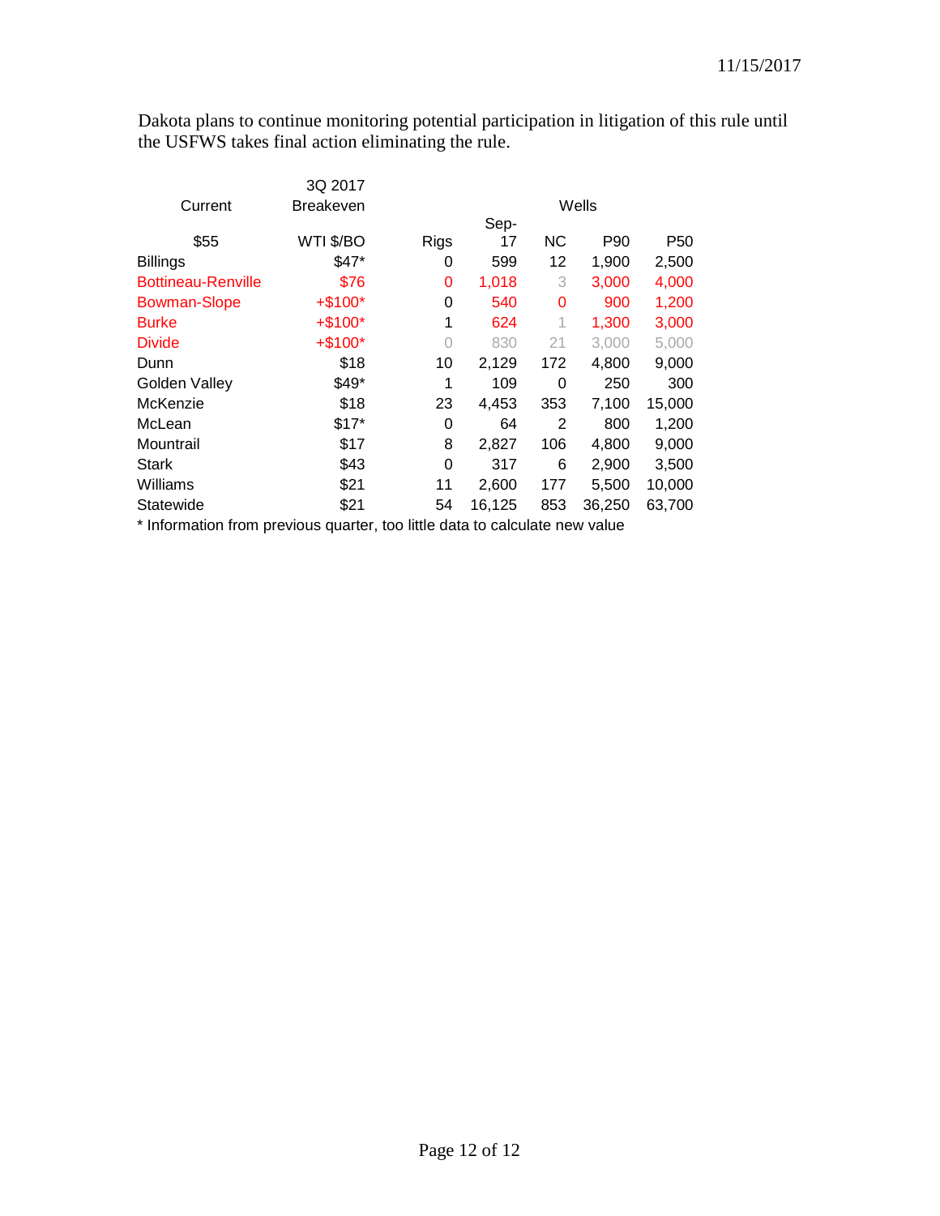Dakota plans to continue monitoring potential participation in litigation of this rule until the USFWS takes final action eliminating the rule.

| Current | 3Q 2017 Breakeven | | Wells | | | |
|---|---|---|---|---|---|---|
| $55 | WTI $/BO | Rigs | Sep-17 | NC | P90 | P50 |
| Billings | $47* | 0 | 599 | 12 | 1,900 | 2,500 |
| Bottineau-Renville | $76 | 0 | 1,018 | 3 | 3,000 | 4,000 |
| Bowman-Slope | +$100* | 0 | 540 | 0 | 900 | 1,200 |
| Burke | +$100* | 1 | 624 | 1 | 1,300 | 3,000 |
| Divide | +$100* | 0 | 830 | 21 | 3,000 | 5,000 |
| Dunn | $18 | 10 | 2,129 | 172 | 4,800 | 9,000 |
| Golden Valley | $49* | 1 | 109 | 0 | 250 | 300 |
| McKenzie | $18 | 23 | 4,453 | 353 | 7,100 | 15,000 |
| McLean | $17* | 0 | 64 | 2 | 800 | 1,200 |
| Mountrail | $17 | 8 | 2,827 | 106 | 4,800 | 9,000 |
| Stark | $43 | 0 | 317 | 6 | 2,900 | 3,500 |
| Williams | $21 | 11 | 2,600 | 177 | 5,500 | 10,000 |
| Statewide | $21 | 54 | 16,125 | 853 | 36,250 | 63,700 |

* Information from previous quarter, too little data to calculate new value